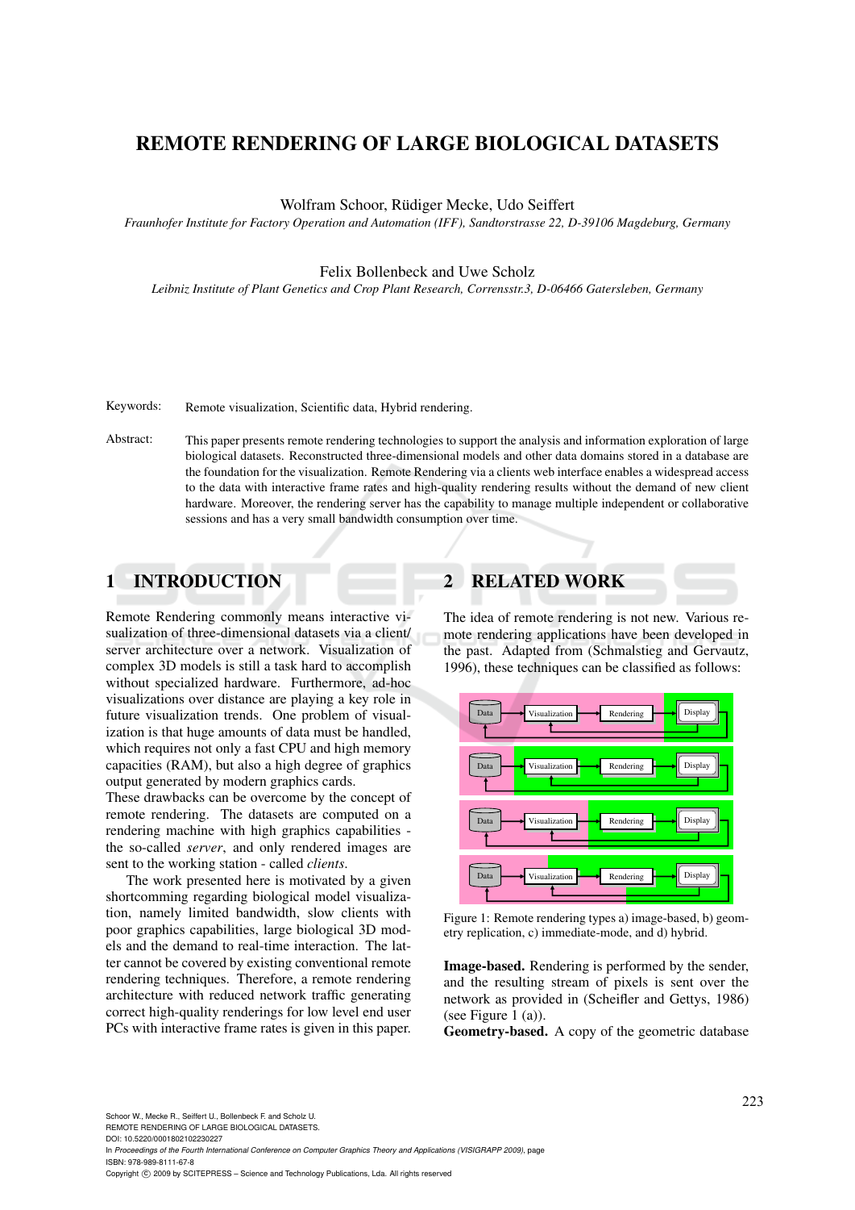// REMOTE RENDERING OF LARGE BIOLOGICAL DATASETS

Wolfram Schoor, Rüdiger Mecke, Udo Seiffert

*Fraunhofer Institute for Factory Operation and Automation (IFF), Sandtorstrasse 22, D-39106 Magdeburg, Germany*

Felix Bollenbeck and Uwe Scholz

*Leibniz Institute of Plant Genetics and Crop Plant Research, Corrensstr.3, D-06466 Gatersleben, Germany*

Keywords: Remote visualization, Scientific data, Hybrid rendering.

Abstract: This paper presents remote rendering technologies to support the analysis and information exploration of large biological datasets. Reconstructed three-dimensional models and other data domains stored in a database are the foundation for the visualization. Remote Rendering via a clients web interface enables a widespread access to the data with interactive frame rates and high-quality rendering results without the demand of new client hardware. Moreover, the rendering server has the capability to manage multiple independent or collaborative sessions and has a very small bandwidth consumption over time.

## 1 INTRODUCTION

Remote Rendering commonly means interactive visualization of three-dimensional datasets via a client/ server architecture over a network. Visualization of complex 3D models is still a task hard to accomplish without specialized hardware. Furthermore, ad-hoc visualizations over distance are playing a key role in future visualization trends. One problem of visualization is that huge amounts of data must be handled, which requires not only a fast CPU and high memory capacities (RAM), but also a high degree of graphics output generated by modern graphics cards.
These drawbacks can be overcome by the concept of remote rendering. The datasets are computed on a rendering machine with high graphics capabilities - the so-called *server*, and only rendered images are sent to the working station - called *clients*.

The work presented here is motivated by a given shortcomming regarding biological model visualization, namely limited bandwidth, slow clients with poor graphics capabilities, large biological 3D models and the demand to real-time interaction. The latter cannot be covered by existing conventional remote rendering techniques. Therefore, a remote rendering architecture with reduced network traffic generating correct high-quality renderings for low level end user PCs with interactive frame rates is given in this paper.

## 2 RELATED WORK

The idea of remote rendering is not new. Various remote rendering applications have been developed in the past. Adapted from (Schmalstieg and Gervautz, 1996), these techniques can be classified as follows:

Figure 1: Remote rendering types a) image-based, b) geometry replication, c) immediate-mode, and d) hybrid.

**Image-based.** Rendering is performed by the sender, and the resulting stream of pixels is sent over the network as provided in (Scheifler and Gettys, 1986) (see Figure 1 (a)).

**Geometry-based.** A copy of the geometric database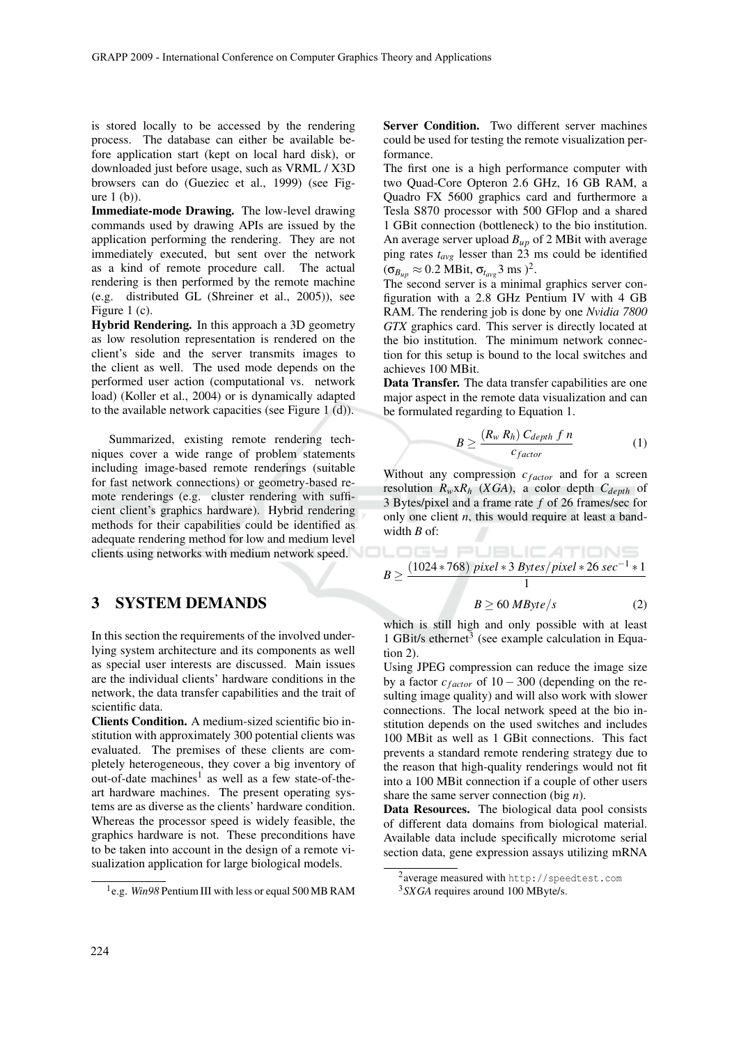is stored locally to be accessed by the rendering process. The database can either be available before application start (kept on local hard disk), or downloaded just before usage, such as VRML / X3D browsers can do (Gueziec et al., 1999) (see Figure 1 (b)).

**Immediate-mode Drawing.** The low-level drawing commands used by drawing APIs are issued by the application performing the rendering. They are not immediately executed, but sent over the network as a kind of remote procedure call. The actual rendering is then performed by the remote machine (e.g. distributed GL (Shreiner et al., 2005)), see Figure 1 (c).

**Hybrid Rendering.** In this approach a 3D geometry as low resolution representation is rendered on the client's side and the server transmits images to the client as well. The used mode depends on the performed user action (computational vs. network load) (Koller et al., 2004) or is dynamically adapted to the available network capacities (see Figure 1 (d)).

Summarized, existing remote rendering techniques cover a wide range of problem statements including image-based remote renderings (suitable for fast network connections) or geometry-based remote renderings (e.g. cluster rendering with sufficient client's graphics hardware). Hybrid rendering methods for their capabilities could be identified as adequate rendering method for low and medium level clients using networks with medium network speed.

## 3 SYSTEM DEMANDS

In this section the requirements of the involved underlying system architecture and its components as well as special user interests are discussed. Main issues are the individual clients' hardware conditions in the network, the data transfer capabilities and the trait of scientific data.

**Clients Condition.** A medium-sized scientific bio institution with approximately 300 potential clients was evaluated. The premises of these clients are completely heterogeneous, they cover a big inventory of out-of-date machines[1] as well as a few state-of-the-art hardware machines. The present operating systems are as diverse as the clients' hardware condition. Whereas the processor speed is widely feasible, the graphics hardware is not. These preconditions have to be taken into account in the design of a remote visualization application for large biological models.

**Server Condition.** Two different server machines could be used for testing the remote visualization performance.

The first one is a high performance computer with two Quad-Core Opteron 2.6 GHz, 16 GB RAM, a Quadro FX 5600 graphics card and furthermore a Tesla S870 processor with 500 GFlop and a shared 1 GBit connection (bottleneck) to the bio institution. An average server upload $B_{up}$ of 2 MBit with average ping rates $t_{avg}$ lesser than 23 ms could be identified ($\sigma_{B_{up}} \approx 0.2$ MBit, $\sigma_{t_{avg}}$ 3 ms )[2].

The second server is a minimal graphics server configuration with a 2.8 GHz Pentium IV with 4 GB RAM. The rendering job is done by one *Nvidia 7800 GTX* graphics card. This server is directly located at the bio institution. The minimum network connection for this setup is bound to the local switches and achieves 100 MBit.

**Data Transfer.** The data transfer capabilities are one major aspect in the remote data visualization and can be formulated regarding to Equation 1.

$$B \geq \frac{(R_w\ R_h)\ C_{depth}\ f\ n}{c_{factor}} \tag{1}$$

Without any compression $c_{factor}$ and for a screen resolution $R_w$x$R_h$ (*XGA*), a color depth $C_{depth}$ of 3 Bytes/pixel and a frame rate $f$ of 26 frames/sec for only one client $n$, this would require at least a bandwidth $B$ of:

$$B \geq \frac{(1024 * 768)\ pixel * 3\ Bytes/pixel * 26\ sec^{-1} * 1}{1}$$

$$B \geq 60\ MByte/s \tag{2}$$

which is still high and only possible with at least 1 GBit/s ethernet[3] (see example calculation in Equation 2).

Using JPEG compression can reduce the image size by a factor $c_{factor}$ of $10 - 300$ (depending on the resulting image quality) and will also work with slower connections. The local network speed at the bio institution depends on the used switches and includes 100 MBit as well as 1 GBit connections. This fact prevents a standard remote rendering strategy due to the reason that high-quality renderings would not fit into a 100 MBit connection if a couple of other users share the same server connection (big $n$).

**Data Resources.** The biological data pool consists of different data domains from biological material. Available data include specifically microtome serial section data, gene expression assays utilizing mRNA

---

[1] e.g. *Win98* Pentium III with less or equal 500 MB RAM

[2] average measured with `http://speedtest.com`

[3] *SXGA* requires around 100 MByte/s.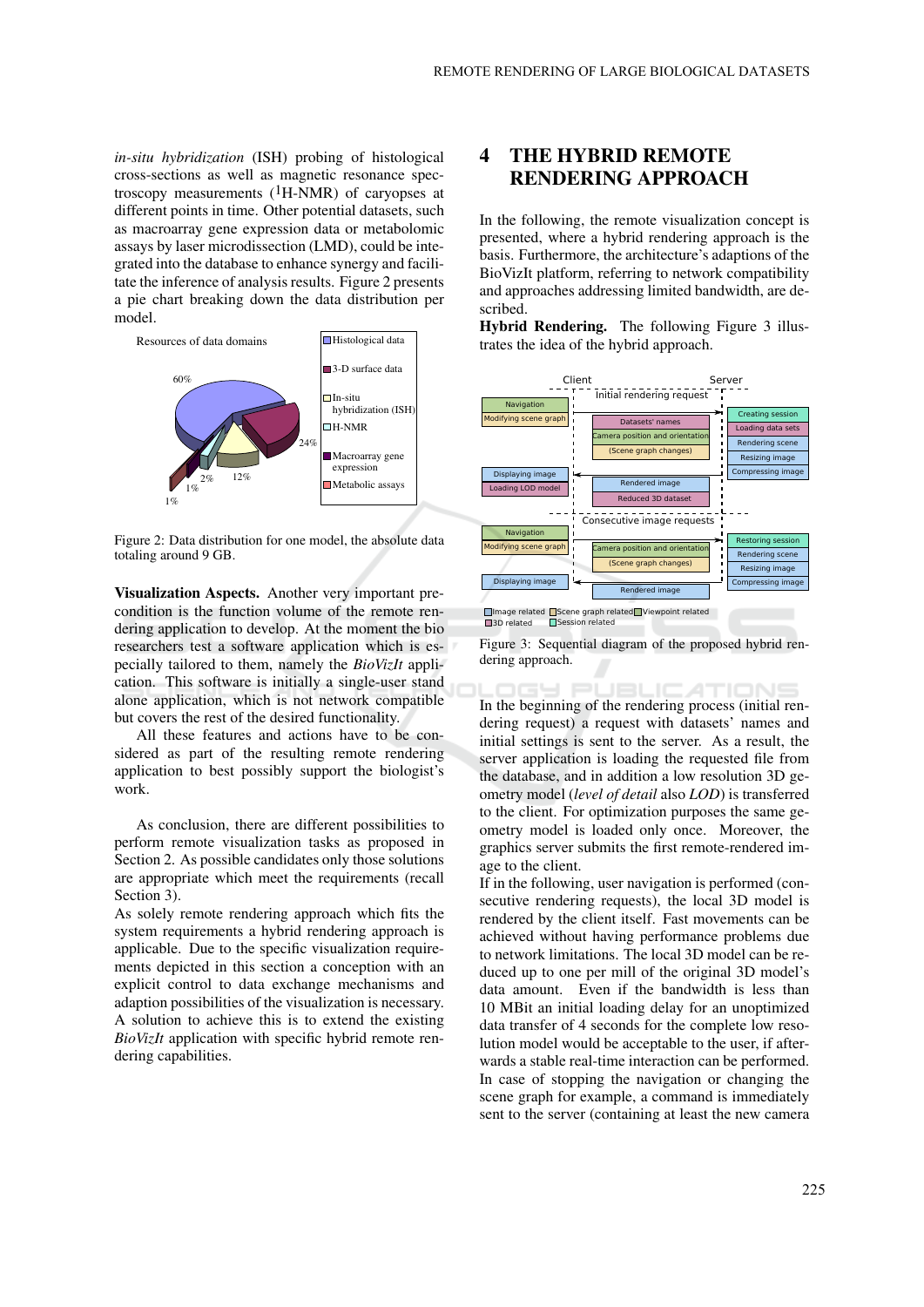*in-situ hybridization* (ISH) probing of histological cross-sections as well as magnetic resonance spectroscopy measurements ($^{1}$H-NMR) of caryopses at different points in time. Other potential datasets, such as macroarray gene expression data or metabolomic assays by laser microdissection (LMD), could be integrated into the database to enhance synergy and facilitate the inference of analysis results. Figure 2 presents a pie chart breaking down the data distribution per model.

Figure 2: Data distribution for one model, the absolute data totaling around 9 GB.

**Visualization Aspects.** Another very important precondition is the function volume of the remote rendering application to develop. At the moment the bio researchers test a software application which is especially tailored to them, namely the *BioVizIt* application. This software is initially a single-user stand alone application, which is not network compatible but covers the rest of the desired functionality.

All these features and actions have to be considered as part of the resulting remote rendering application to best possibly support the biologist's work.

As conclusion, there are different possibilities to perform remote visualization tasks as proposed in Section 2. As possible candidates only those solutions are appropriate which meet the requirements (recall Section 3).

As solely remote rendering approach which fits the system requirements a hybrid rendering approach is applicable. Due to the specific visualization requirements depicted in this section a conception with an explicit control to data exchange mechanisms and adaption possibilities of the visualization is necessary. A solution to achieve this is to extend the existing *BioVizIt* application with specific hybrid remote rendering capabilities.

## 4 THE HYBRID REMOTE RENDERING APPROACH

In the following, the remote visualization concept is presented, where a hybrid rendering approach is the basis. Furthermore, the architecture's adaptions of the BioVizIt platform, referring to network compatibility and approaches addressing limited bandwidth, are described.

**Hybrid Rendering.** The following Figure 3 illustrates the idea of the hybrid approach.

Figure 3: Sequential diagram of the proposed hybrid rendering approach.

In the beginning of the rendering process (initial rendering request) a request with datasets' names and initial settings is sent to the server. As a result, the server application is loading the requested file from the database, and in addition a low resolution 3D geometry model (*level of detail* also *LOD*) is transferred to the client. For optimization purposes the same geometry model is loaded only once. Moreover, the graphics server submits the first remote-rendered image to the client.

If in the following, user navigation is performed (consecutive rendering requests), the local 3D model is rendered by the client itself. Fast movements can be achieved without having performance problems due to network limitations. The local 3D model can be reduced up to one per mill of the original 3D model's data amount. Even if the bandwidth is less than 10 MBit an initial loading delay for an unoptimized data transfer of 4 seconds for the complete low resolution model would be acceptable to the user, if afterwards a stable real-time interaction can be performed. In case of stopping the navigation or changing the scene graph for example, a command is immediately sent to the server (containing at least the new camera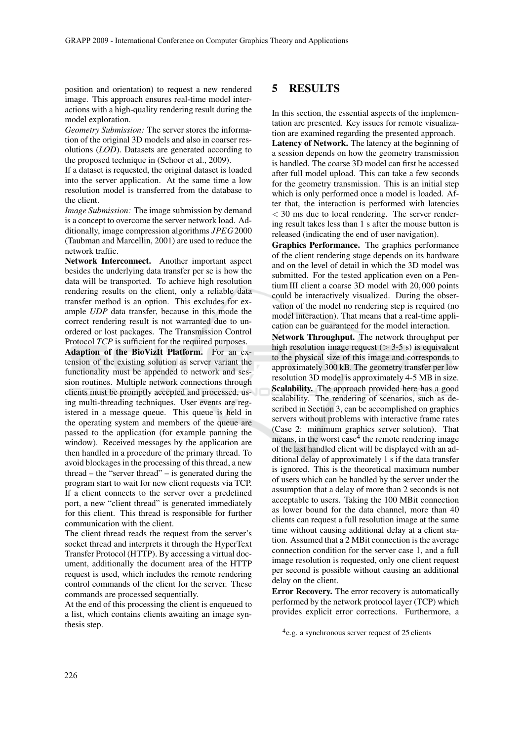position and orientation) to request a new rendered image. This approach ensures real-time model interactions with a high-quality rendering result during the model exploration.

*Geometry Submission:* The server stores the information of the original 3D models and also in coarser resolutions (*LOD*). Datasets are generated according to the proposed technique in (Schoor et al., 2009).

If a dataset is requested, the original dataset is loaded into the server application. At the same time a low resolution model is transferred from the database to the client.

*Image Submission:* The image submission by demand is a concept to overcome the server network load. Additionally, image compression algorithms *JPEG* 2000 (Taubman and Marcellin, 2001) are used to reduce the network traffic.

**Network Interconnect.** Another important aspect besides the underlying data transfer per se is how the data will be transported. To achieve high resolution rendering results on the client, only a reliable data transfer method is an option. This excludes for example *UDP* data transfer, because in this mode the correct rendering result is not warranted due to unordered or lost packages. The Transmission Control Protocol *TCP* is sufficient for the required purposes.

**Adaption of the BioVizIt Platform.** For an extension of the existing solution as server variant the functionality must be appended to network and session routines. Multiple network connections through clients must be promptly accepted and processed, using multi-threading techniques. User events are registered in a message queue. This queue is held in the operating system and members of the queue are passed to the application (for example panning the window). Received messages by the application are then handled in a procedure of the primary thread. To avoid blockages in the processing of this thread, a new thread – the "server thread" – is generated during the program start to wait for new client requests via TCP. If a client connects to the server over a predefined port, a new "client thread" is generated immediately for this client. This thread is responsible for further communication with the client.

The client thread reads the request from the server's socket thread and interprets it through the HyperText Transfer Protocol (HTTP). By accessing a virtual document, additionally the document area of the HTTP request is used, which includes the remote rendering control commands of the client for the server. These commands are processed sequentially.

At the end of this processing the client is enqueued to a list, which contains clients awaiting an image synthesis step.

## 5 RESULTS

In this section, the essential aspects of the implementation are presented. Key issues for remote visualization are examined regarding the presented approach.

**Latency of Network.** The latency at the beginning of a session depends on how the geometry transmission is handled. The coarse 3D model can first be accessed after full model upload. This can take a few seconds for the geometry transmission. This is an initial step which is only performed once a model is loaded. After that, the interaction is performed with latencies $< 30$ ms due to local rendering. The server rendering result takes less than 1 s after the mouse button is released (indicating the end of user navigation).

**Graphics Performance.** The graphics performance of the client rendering stage depends on its hardware and on the level of detail in which the 3D model was submitted. For the tested application even on a Pentium III client a coarse 3D model with 20,000 points could be interactively visualized. During the observation of the model no rendering step is required (no model interaction). That means that a real-time application can be guaranteed for the model interaction.

**Network Throughput.** The network throughput per high resolution image request ($>$ 3-5 s) is equivalent to the physical size of this image and corresponds to approximately 300 kB. The geometry transfer per low resolution 3D model is approximately 4-5 MB in size.

**Scalability.** The approach provided here has a good scalability. The rendering of scenarios, such as described in Section 3, can be accomplished on graphics servers without problems with interactive frame rates (Case 2: minimum graphics server solution). That means, in the worst case[4] the remote rendering image of the last handled client will be displayed with an additional delay of approximately 1 s if the data transfer is ignored. This is the theoretical maximum number of users which can be handled by the server under the assumption that a delay of more than 2 seconds is not acceptable to users. Taking the 100 MBit connection as lower bound for the data channel, more than 40 clients can request a full resolution image at the same time without causing additional delay at a client station. Assumed that a 2 MBit connection is the average connection condition for the server case 1, and a full image resolution is requested, only one client request per second is possible without causing an additional delay on the client.

**Error Recovery.** The error recovery is automatically performed by the network protocol layer (TCP) which provides explicit error corrections. Furthermore, a

[4] e.g. a synchronous server request of 25 clients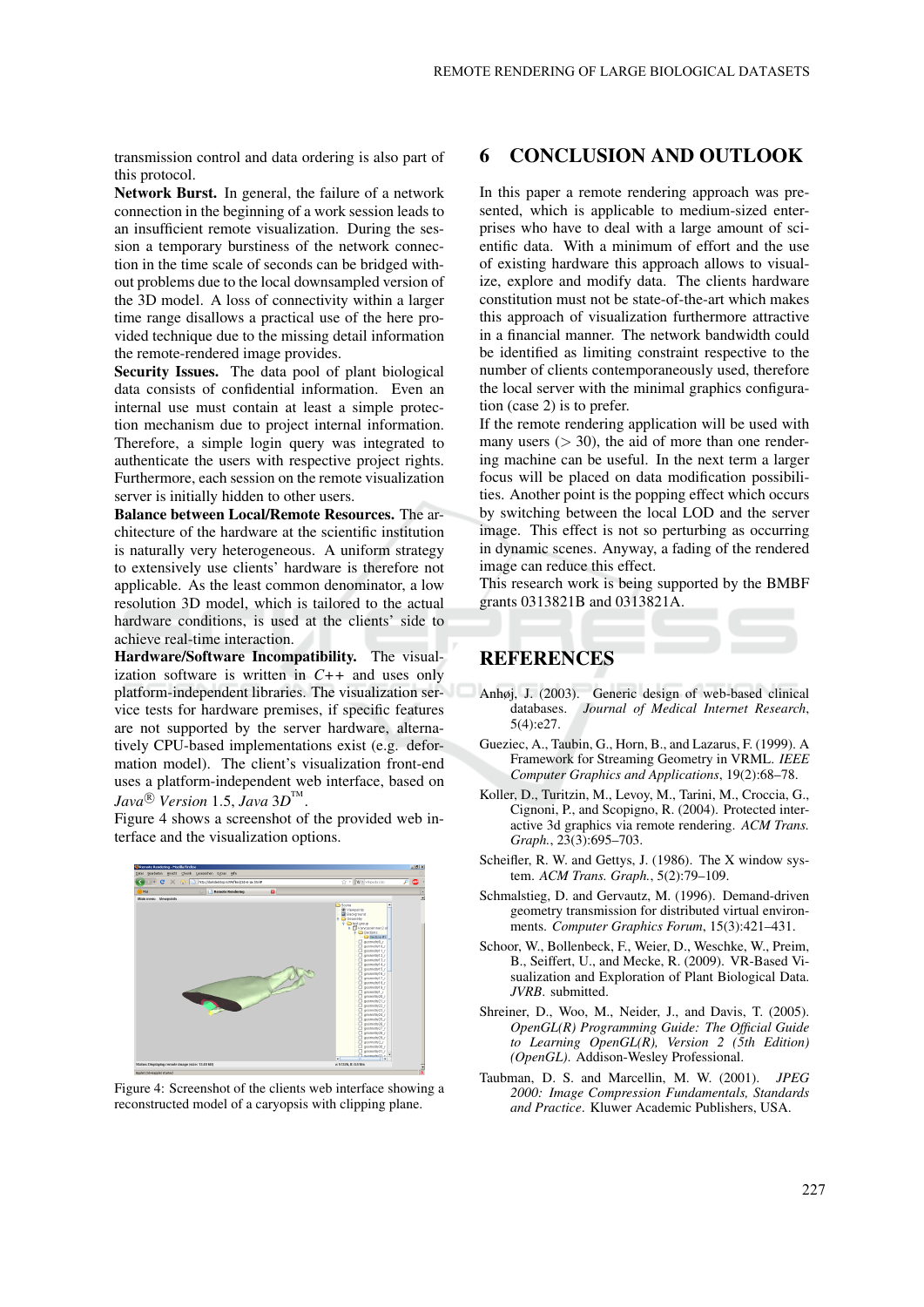transmission control and data ordering is also part of this protocol.

**Network Burst.** In general, the failure of a network connection in the beginning of a work session leads to an insufficient remote visualization. During the session a temporary burstiness of the network connection in the time scale of seconds can be bridged without problems due to the local downsampled version of the 3D model. A loss of connectivity within a larger time range disallows a practical use of the here provided technique due to the missing detail information the remote-rendered image provides.

**Security Issues.** The data pool of plant biological data consists of confidential information. Even an internal use must contain at least a simple protection mechanism due to project internal information. Therefore, a simple login query was integrated to authenticate the users with respective project rights. Furthermore, each session on the remote visualization server is initially hidden to other users.

**Balance between Local/Remote Resources.** The architecture of the hardware at the scientific institution is naturally very heterogeneous. A uniform strategy to extensively use clients' hardware is therefore not applicable. As the least common denominator, a low resolution 3D model, which is tailored to the actual hardware conditions, is used at the clients' side to achieve real-time interaction.

**Hardware/Software Incompatibility.** The visualization software is written in *C++* and uses only platform-independent libraries. The visualization service tests for hardware premises, if specific features are not supported by the server hardware, alternatively CPU-based implementations exist (e.g. deformation model). The client's visualization front-end uses a platform-independent web interface, based on *Java*® *Version* 1.5, *Java* 3*D*™.

Figure 4 shows a screenshot of the provided web interface and the visualization options.

Figure 4: Screenshot of the clients web interface showing a reconstructed model of a caryopsis with clipping plane.

# 6 CONCLUSION AND OUTLOOK

In this paper a remote rendering approach was presented, which is applicable to medium-sized enterprises who have to deal with a large amount of scientific data. With a minimum of effort and the use of existing hardware this approach allows to visualize, explore and modify data. The clients hardware constitution must not be state-of-the-art which makes this approach of visualization furthermore attractive in a financial manner. The network bandwidth could be identified as limiting constraint respective to the number of clients contemporaneously used, therefore the local server with the minimal graphics configuration (case 2) is to prefer.

If the remote rendering application will be used with many users ($> 30$), the aid of more than one rendering machine can be useful. In the next term a larger focus will be placed on data modification possibilities. Another point is the popping effect which occurs by switching between the local LOD and the server image. This effect is not so perturbing as occurring in dynamic scenes. Anyway, a fading of the rendered image can reduce this effect.

This research work is being supported by the BMBF grants 0313821B and 0313821A.

# REFERENCES

Anhøj, J. (2003). Generic design of web-based clinical databases. *Journal of Medical Internet Research*, 5(4):e27.

Gueziec, A., Taubin, G., Horn, B., and Lazarus, F. (1999). A Framework for Streaming Geometry in VRML. *IEEE Computer Graphics and Applications*, 19(2):68–78.

Koller, D., Turitzin, M., Levoy, M., Tarini, M., Croccia, G., Cignoni, P., and Scopigno, R. (2004). Protected interactive 3d graphics via remote rendering. *ACM Trans. Graph.*, 23(3):695–703.

Scheifler, R. W. and Gettys, J. (1986). The X window system. *ACM Trans. Graph.*, 5(2):79–109.

Schmalstieg, D. and Gervautz, M. (1996). Demand-driven geometry transmission for distributed virtual environments. *Computer Graphics Forum*, 15(3):421–431.

Schoor, W., Bollenbeck, F., Weier, D., Weschke, W., Preim, B., Seiffert, U., and Mecke, R. (2009). VR-Based Visualization and Exploration of Plant Biological Data. *JVRB*. submitted.

Shreiner, D., Woo, M., Neider, J., and Davis, T. (2005). *OpenGL(R) Programming Guide: The Official Guide to Learning OpenGL(R), Version 2 (5th Edition) (OpenGL)*. Addison-Wesley Professional.

Taubman, D. S. and Marcellin, M. W. (2001). *JPEG 2000: Image Compression Fundamentals, Standards and Practice*. Kluwer Academic Publishers, USA.